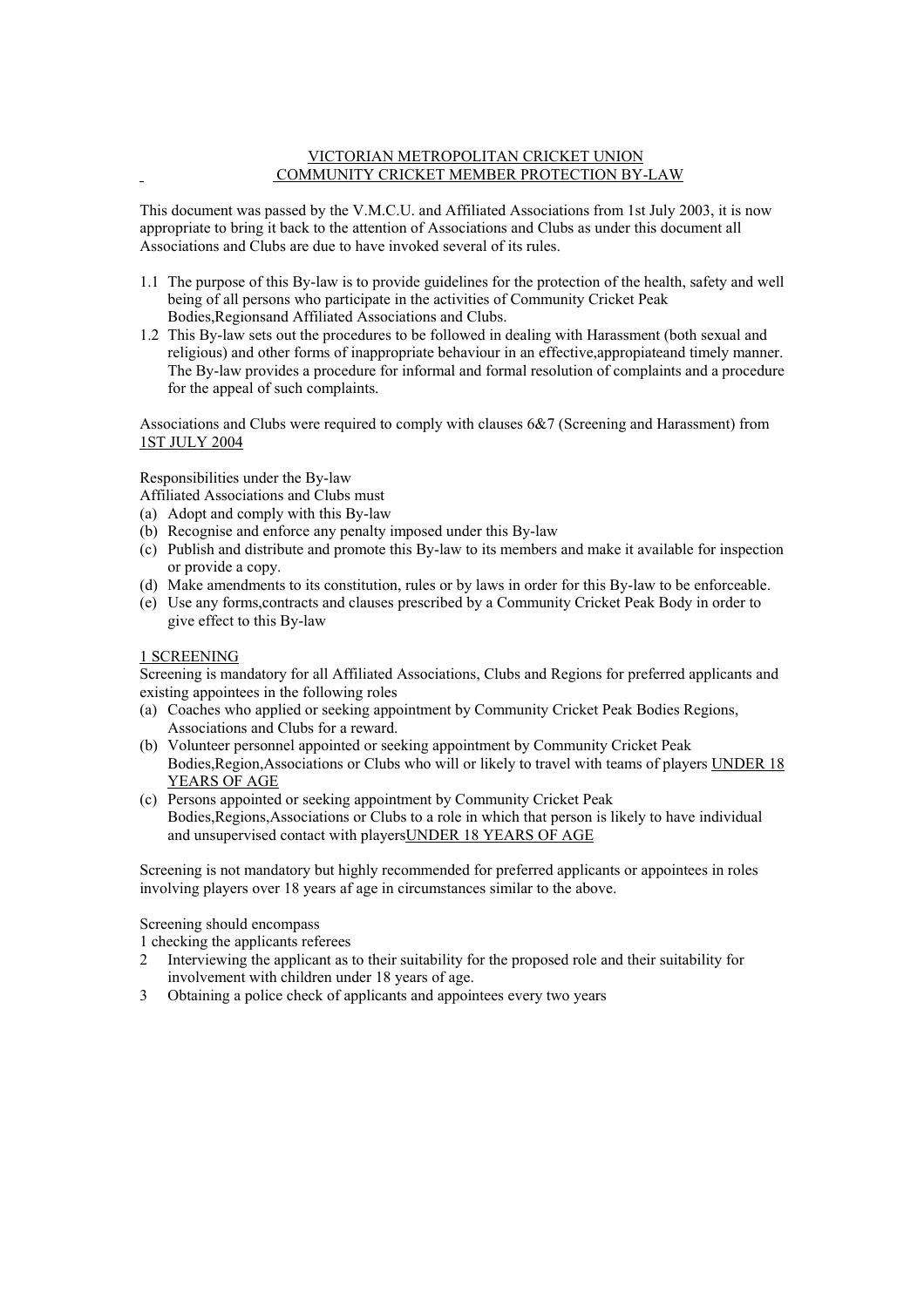# VICTORIAN METROPOLITAN CRICKET UNION
## COMMUNITY CRICKET MEMBER PROTECTION BY-LAW

This document was passed by the V.M.C.U. and Affiliated Associations from 1st July 2003, it is now appropriate to bring it back to the attention of Associations and Clubs as under this document all Associations and Clubs are due to have invoked several of its rules.

1.1 The purpose of this By-law is to provide guidelines for the protection of the health, safety and well being of all persons who participate in the activities of Community Cricket Peak Bodies,Regionsand Affiliated Associations and Clubs.

1.2 This By-law sets out the procedures to be followed in dealing with Harassment (both sexual and religious) and other forms of inappropriate behaviour in an effective,appropiateand timely manner. The By-law provides a procedure for informal and formal resolution of complaints and a procedure for the appeal of such complaints.

Associations and Clubs were required to comply with clauses 6&7 (Screening and Harassment) from <u>1ST JULY 2004</u>

Responsibilities under the By-law

Affiliated Associations and Clubs must

(a) Adopt and comply with this By-law
(b) Recognise and enforce any penalty imposed under this By-law
(c) Publish and distribute and promote this By-law to its members and make it available for inspection or provide a copy.
(d) Make amendments to its constitution, rules or by laws in order for this By-law to be enforceable.
(e) Use any forms,contracts and clauses prescribed by a Community Cricket Peak Body in order to give effect to this By-law

<u>1 SCREENING</u>

Screening is mandatory for all Affiliated Associations, Clubs and Regions for preferred applicants and existing appointees in the following roles

(a) Coaches who applied or seeking appointment by Community Cricket Peak Bodies Regions, Associations and Clubs for a reward.
(b) Volunteer personnel appointed or seeking appointment by Community Cricket Peak Bodies,Region,Associations or Clubs who will or likely to travel with teams of players <u>UNDER 18 YEARS OF AGE</u>
(c) Persons appointed or seeking appointment by Community Cricket Peak Bodies,Regions,Associations or Clubs to a role in which that person is likely to have individual and unsupervised contact with players<u>UNDER 18 YEARS OF AGE</u>

Screening is not mandatory but highly recommended for preferred applicants or appointees in roles involving players over 18 years af age in circumstances similar to the above.

Screening should encompass

1 checking the applicants referees
2 Interviewing the applicant as to their suitability for the proposed role and their suitability for involvement with children under 18 years of age.
3 Obtaining a police check of applicants and appointees every two years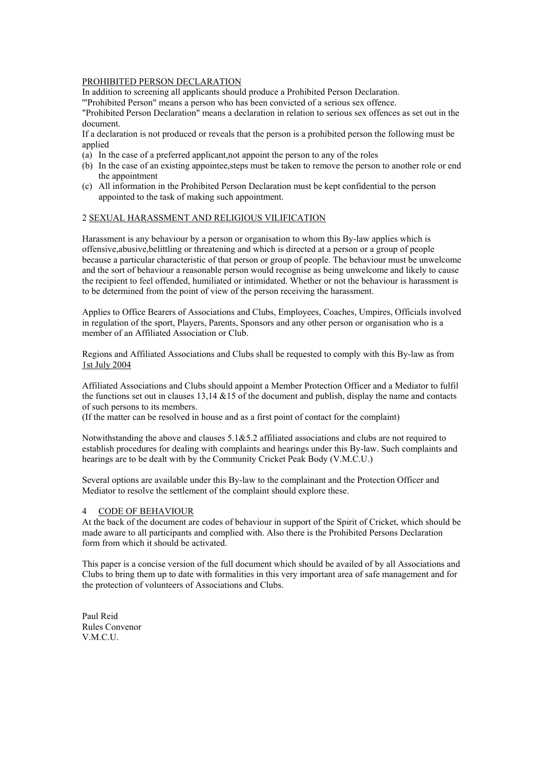PROHIBITED PERSON DECLARATION

In addition to screening all applicants should produce a Prohibited Person Declaration.

"'Prohibited Person" means a person who has been convicted of a serious sex offence.

"Prohibited Person Declaration" means a declaration in relation to serious sex offences as set out in the document.

If a declaration is not produced or reveals that the person is a prohibited person the following must be applied

(a) In the case of a preferred applicant,not appoint the person to any of the roles
(b) In the case of an existing appointee,steps must be taken to remove the person to another role or end the appointment
(c) All information in the Prohibited Person Declaration must be kept confidential to the person appointed to the task of making such appointment.

2 SEXUAL HARASSMENT AND RELIGIOUS VILIFICATION

Harassment is any behaviour by a person or organisation to whom this By-law applies which is offensive,abusive,belittling or threatening and which is directed at a person or a group of people because a particular characteristic of that person or group of people. The behaviour must be unwelcome and the sort of behaviour a reasonable person would recognise as being unwelcome and likely to cause the recipient to feel offended, humiliated or intimidated. Whether or not the behaviour is harassment is to be determined from the point of view of the person receiving the harassment.

Applies to Office Bearers of Associations and Clubs, Employees, Coaches, Umpires, Officials involved in regulation of the sport, Players, Parents, Sponsors and any other person or organisation who is a member of an Affiliated Association or Club.

Regions and Affiliated Associations and Clubs shall be requested to comply with this By-law as from 1st July 2004

Affiliated Associations and Clubs should appoint a Member Protection Officer and a Mediator to fulfil the functions set out in clauses 13,14 &15 of the document and publish, display the name and contacts of such persons to its members.

(If the matter can be resolved in house and as a first point of contact for the complaint)

Notwithstanding the above and clauses 5.1&5.2 affiliated associations and clubs are not required to establish procedures for dealing with complaints and hearings under this By-law. Such complaints and hearings are to be dealt with by the Community Cricket Peak Body (V.M.C.U.)

Several options are available under this By-law to the complainant and the Protection Officer and Mediator to resolve the settlement of the complaint should explore these.

4 CODE OF BEHAVIOUR

At the back of the document are codes of behaviour in support of the Spirit of Cricket, which should be made aware to all participants and complied with. Also there is the Prohibited Persons Declaration form from which it should be activated.

This paper is a concise version of the full document which should be availed of by all Associations and Clubs to bring them up to date with formalities in this very important area of safe management and for the protection of volunteers of Associations and Clubs.

Paul Reid
Rules Convenor
V.M.C.U.